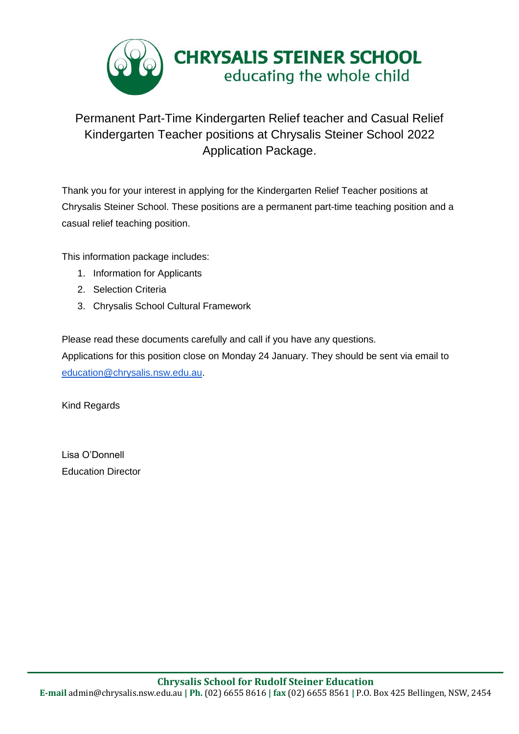# CHRYSALIS STEINER SCHOOL

educating the whole child

## Permanent Part-Time Kindergarten Relief teacher and Casual Relief Kindergarten Teacher positions at Chrysalis Steiner School 2022 Application Package.

Thank you for your interest in applying for the Kindergarten Relief Teacher positions at Chrysalis Steiner School. These positions are a permanent part-time teaching position and a casual relief teaching position.

This information package includes:

1. Information for Applicants
2. Selection Criteria
3. Chrysalis School Cultural Framework

Please read these documents carefully and call if you have any questions.
Applications for this position close on Monday 24 January. They should be sent via email to [education@chrysalis.nsw.edu.au](mailto:education@chrysalis.nsw.edu.au).

Kind Regards

Lisa O'Donnell
Education Director

**Chrysalis School for Rudolf Steiner Education**
**E-mail** admin@chrysalis.nsw.edu.au | **Ph.** (02) 6655 8616 | **fax** (02) 6655 8561 | P.O. Box 425 Bellingen, NSW, 2454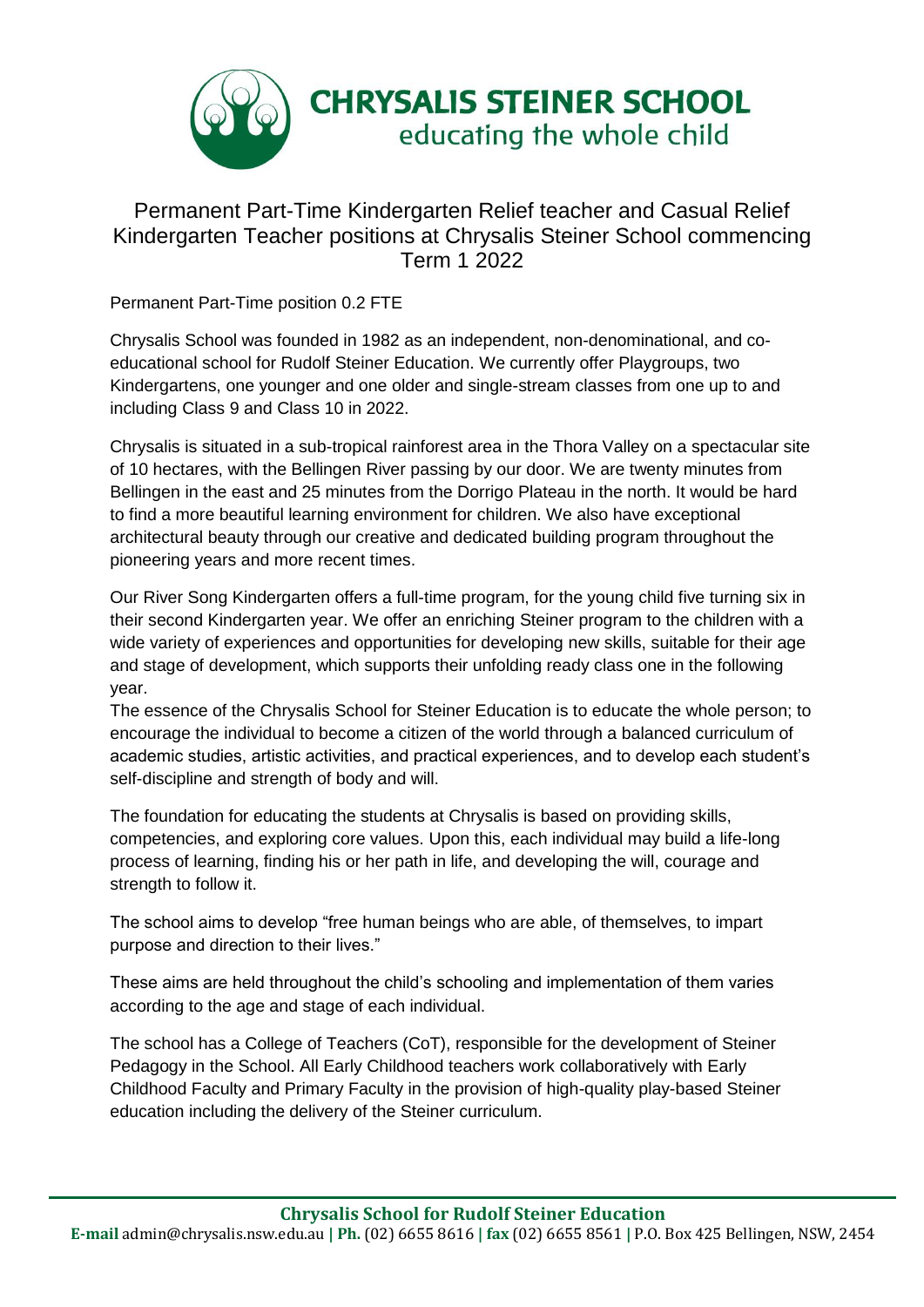# CHRYSALIS STEINER SCHOOL

educating the whole child

## Permanent Part-Time Kindergarten Relief teacher and Casual Relief Kindergarten Teacher positions at Chrysalis Steiner School commencing Term 1 2022

Permanent Part-Time position 0.2 FTE

Chrysalis School was founded in 1982 as an independent, non-denominational, and co-educational school for Rudolf Steiner Education. We currently offer Playgroups, two Kindergartens, one younger and one older and single-stream classes from one up to and including Class 9 and Class 10 in 2022.

Chrysalis is situated in a sub-tropical rainforest area in the Thora Valley on a spectacular site of 10 hectares, with the Bellingen River passing by our door. We are twenty minutes from Bellingen in the east and 25 minutes from the Dorrigo Plateau in the north. It would be hard to find a more beautiful learning environment for children. We also have exceptional architectural beauty through our creative and dedicated building program throughout the pioneering years and more recent times.

Our River Song Kindergarten offers a full-time program, for the young child five turning six in their second Kindergarten year. We offer an enriching Steiner program to the children with a wide variety of experiences and opportunities for developing new skills, suitable for their age and stage of development, which supports their unfolding ready class one in the following year.

The essence of the Chrysalis School for Steiner Education is to educate the whole person; to encourage the individual to become a citizen of the world through a balanced curriculum of academic studies, artistic activities, and practical experiences, and to develop each student's self-discipline and strength of body and will.

The foundation for educating the students at Chrysalis is based on providing skills, competencies, and exploring core values. Upon this, each individual may build a life-long process of learning, finding his or her path in life, and developing the will, courage and strength to follow it.

The school aims to develop "free human beings who are able, of themselves, to impart purpose and direction to their lives."

These aims are held throughout the child's schooling and implementation of them varies according to the age and stage of each individual.

The school has a College of Teachers (CoT), responsible for the development of Steiner Pedagogy in the School. All Early Childhood teachers work collaboratively with Early Childhood Faculty and Primary Faculty in the provision of high-quality play-based Steiner education including the delivery of the Steiner curriculum.

**Chrysalis School for Rudolf Steiner Education**

**E-mail** admin@chrysalis.nsw.edu.au | **Ph.** (02) 6655 8616 | **fax** (02) 6655 8561 | P.O. Box 425 Bellingen, NSW, 2454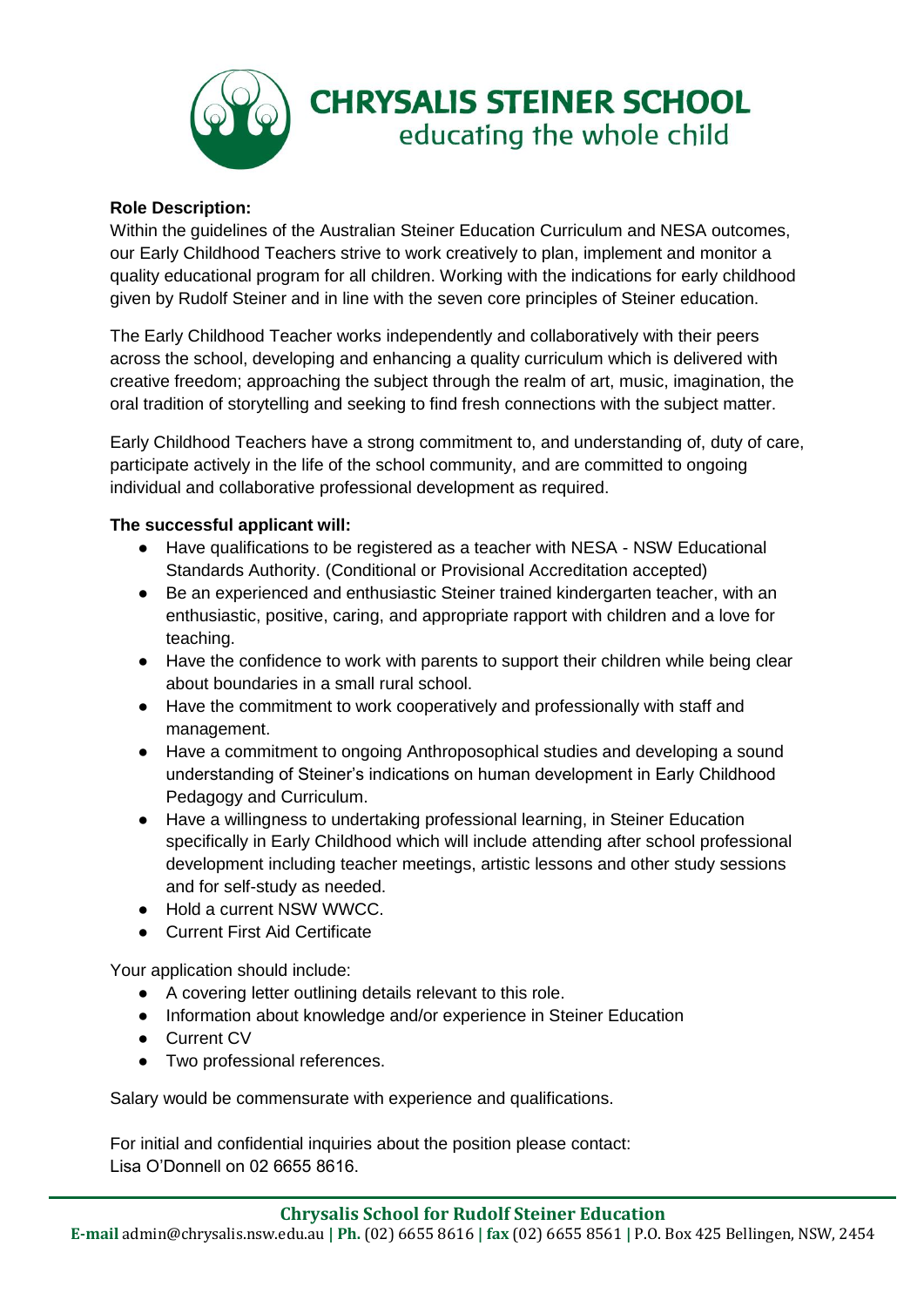# CHRYSALIS STEINER SCHOOL

educating the whole child

**Role Description:**

Within the guidelines of the Australian Steiner Education Curriculum and NESA outcomes, our Early Childhood Teachers strive to work creatively to plan, implement and monitor a quality educational program for all children. Working with the indications for early childhood given by Rudolf Steiner and in line with the seven core principles of Steiner education.

The Early Childhood Teacher works independently and collaboratively with their peers across the school, developing and enhancing a quality curriculum which is delivered with creative freedom; approaching the subject through the realm of art, music, imagination, the oral tradition of storytelling and seeking to find fresh connections with the subject matter.

Early Childhood Teachers have a strong commitment to, and understanding of, duty of care, participate actively in the life of the school community, and are committed to ongoing individual and collaborative professional development as required.

**The successful applicant will:**

- Have qualifications to be registered as a teacher with NESA - NSW Educational Standards Authority. (Conditional or Provisional Accreditation accepted)
- Be an experienced and enthusiastic Steiner trained kindergarten teacher, with an enthusiastic, positive, caring, and appropriate rapport with children and a love for teaching.
- Have the confidence to work with parents to support their children while being clear about boundaries in a small rural school.
- Have the commitment to work cooperatively and professionally with staff and management.
- Have a commitment to ongoing Anthroposophical studies and developing a sound understanding of Steiner's indications on human development in Early Childhood Pedagogy and Curriculum.
- Have a willingness to undertaking professional learning, in Steiner Education specifically in Early Childhood which will include attending after school professional development including teacher meetings, artistic lessons and other study sessions and for self-study as needed.
- Hold a current NSW WWCC.
- Current First Aid Certificate

Your application should include:

- A covering letter outlining details relevant to this role.
- Information about knowledge and/or experience in Steiner Education
- Current CV
- Two professional references.

Salary would be commensurate with experience and qualifications.

For initial and confidential inquiries about the position please contact:
Lisa O'Donnell on 02 6655 8616.

**Chrysalis School for Rudolf Steiner Education**

**E-mail** admin@chrysalis.nsw.edu.au | **Ph.** (02) 6655 8616 | **fax** (02) 6655 8561 | P.O. Box 425 Bellingen, NSW, 2454